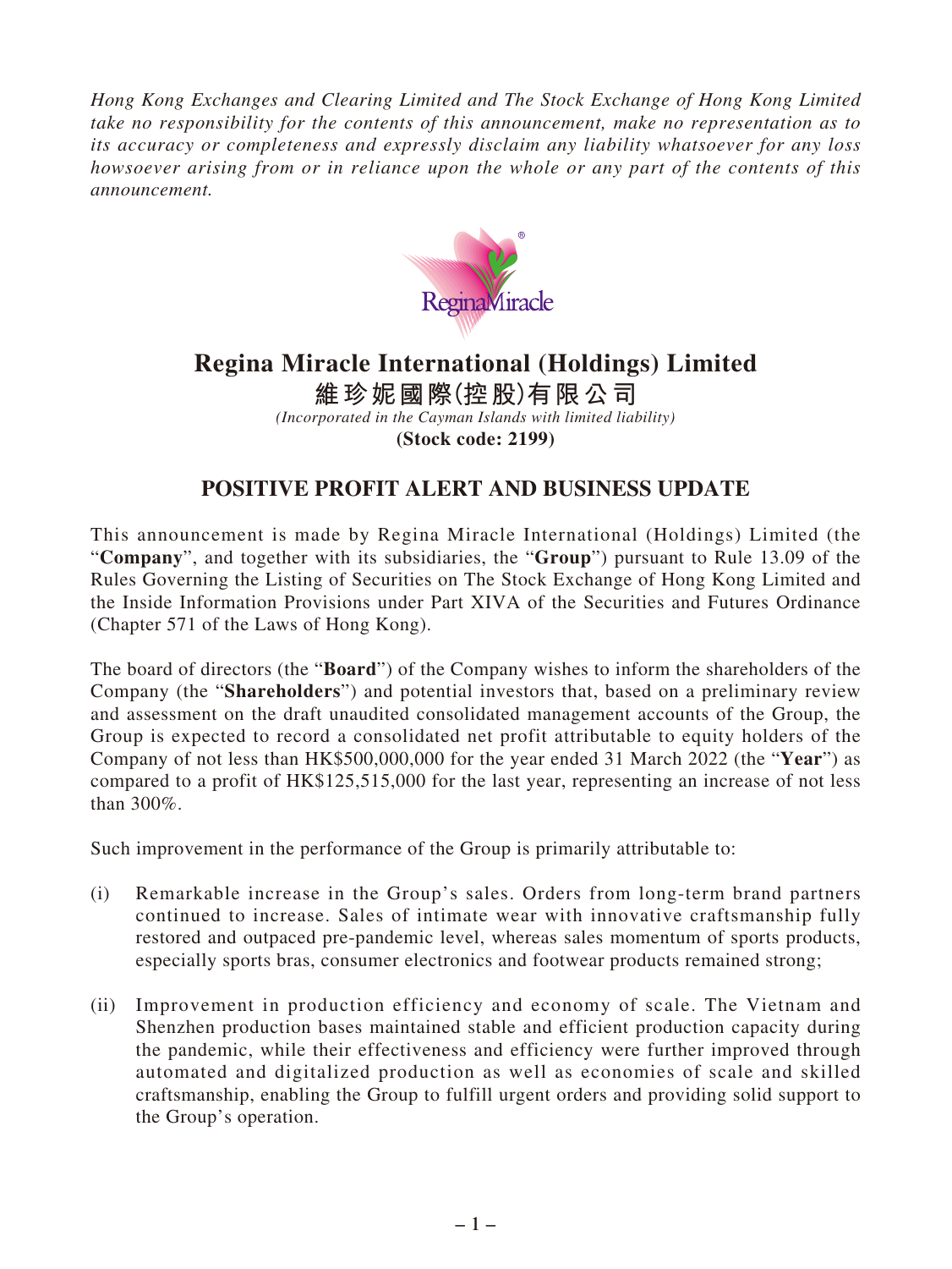*Hong Kong Exchanges and Clearing Limited and The Stock Exchange of Hong Kong Limited take no responsibility for the contents of this announcement, make no representation as to its accuracy or completeness and expressly disclaim any liability whatsoever for any loss howsoever arising from or in reliance upon the whole or any part of the contents of this announcement.*

# Regina Miracle International (Holdings) Limited

# 維珍妮國際(控股)有限公司

*(Incorporated in the Cayman Islands with limited liability)*

**(Stock code: 2199)**

## POSITIVE PROFIT ALERT AND BUSINESS UPDATE

This announcement is made by Regina Miracle International (Holdings) Limited (the "**Company**", and together with its subsidiaries, the "**Group**") pursuant to Rule 13.09 of the Rules Governing the Listing of Securities on The Stock Exchange of Hong Kong Limited and the Inside Information Provisions under Part XIVA of the Securities and Futures Ordinance (Chapter 571 of the Laws of Hong Kong).

The board of directors (the "**Board**") of the Company wishes to inform the shareholders of the Company (the "**Shareholders**") and potential investors that, based on a preliminary review and assessment on the draft unaudited consolidated management accounts of the Group, the Group is expected to record a consolidated net profit attributable to equity holders of the Company of not less than HK$500,000,000 for the year ended 31 March 2022 (the "**Year**") as compared to a profit of HK$125,515,000 for the last year, representing an increase of not less than 300%.

Such improvement in the performance of the Group is primarily attributable to:

(i) Remarkable increase in the Group's sales. Orders from long-term brand partners continued to increase. Sales of intimate wear with innovative craftsmanship fully restored and outpaced pre-pandemic level, whereas sales momentum of sports products, especially sports bras, consumer electronics and footwear products remained strong;

(ii) Improvement in production efficiency and economy of scale. The Vietnam and Shenzhen production bases maintained stable and efficient production capacity during the pandemic, while their effectiveness and efficiency were further improved through automated and digitalized production as well as economies of scale and skilled craftsmanship, enabling the Group to fulfill urgent orders and providing solid support to the Group's operation.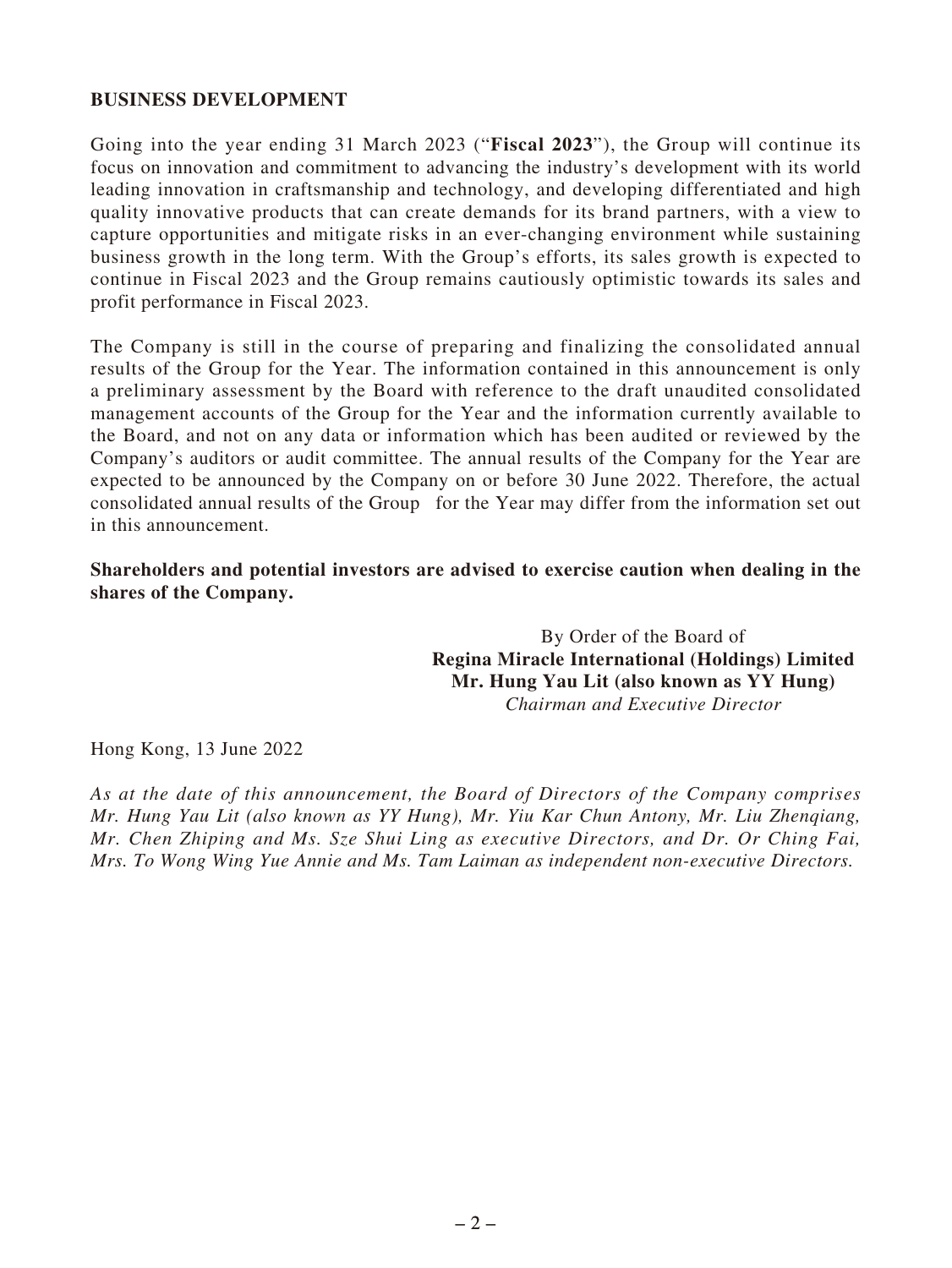## BUSINESS DEVELOPMENT

Going into the year ending 31 March 2023 ("**Fiscal 2023**"), the Group will continue its focus on innovation and commitment to advancing the industry's development with its world leading innovation in craftsmanship and technology, and developing differentiated and high quality innovative products that can create demands for its brand partners, with a view to capture opportunities and mitigate risks in an ever-changing environment while sustaining business growth in the long term. With the Group's efforts, its sales growth is expected to continue in Fiscal 2023 and the Group remains cautiously optimistic towards its sales and profit performance in Fiscal 2023.

The Company is still in the course of preparing and finalizing the consolidated annual results of the Group for the Year. The information contained in this announcement is only a preliminary assessment by the Board with reference to the draft unaudited consolidated management accounts of the Group for the Year and the information currently available to the Board, and not on any data or information which has been audited or reviewed by the Company's auditors or audit committee. The annual results of the Company for the Year are expected to be announced by the Company on or before 30 June 2022. Therefore, the actual consolidated annual results of the Group for the Year may differ from the information set out in this announcement.

**Shareholders and potential investors are advised to exercise caution when dealing in the shares of the Company.**

By Order of the Board of
**Regina Miracle International (Holdings) Limited**
**Mr. Hung Yau Lit (also known as YY Hung)**
*Chairman and Executive Director*

Hong Kong, 13 June 2022

*As at the date of this announcement, the Board of Directors of the Company comprises Mr. Hung Yau Lit (also known as YY Hung), Mr. Yiu Kar Chun Antony, Mr. Liu Zhenqiang, Mr. Chen Zhiping and Ms. Sze Shui Ling as executive Directors, and Dr. Or Ching Fai, Mrs. To Wong Wing Yue Annie and Ms. Tam Laiman as independent non-executive Directors.*